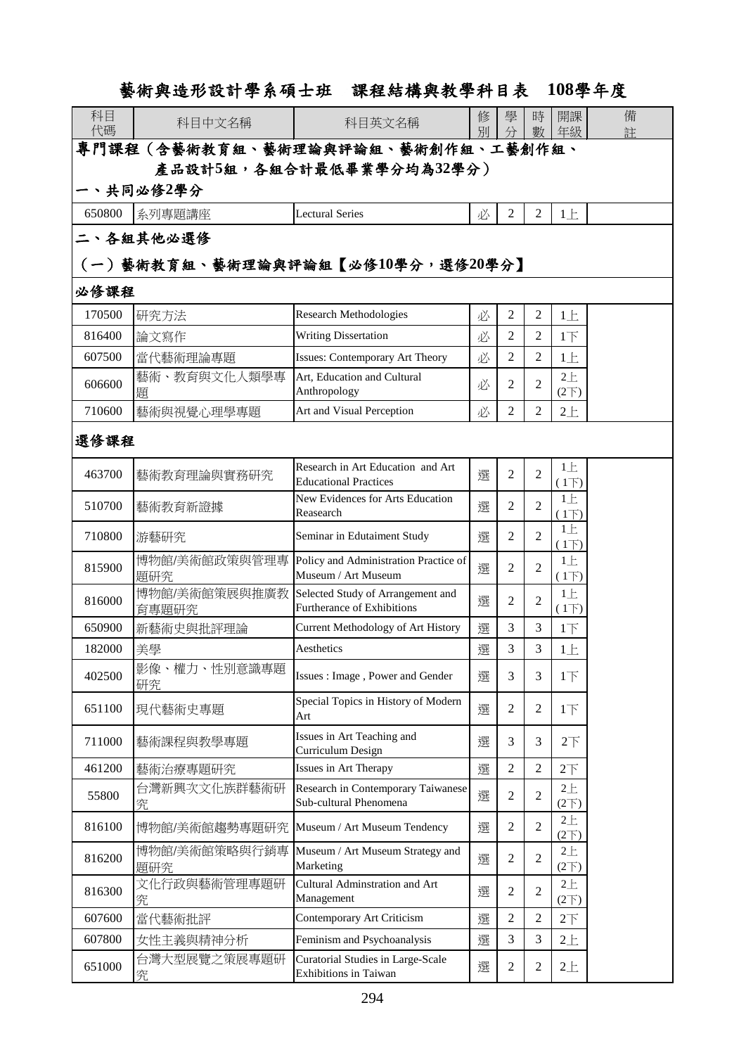# 藝術與造形設計學系碩士班　課程結構與教學科目表　108學年度

| 科目代碼 | 科目中文名稱 | 科目英文名稱 | 修別 | 學分 | 時數 | 開課年級 | 備註 |
|---|---|---|---|---|---|---|---|
| **專門課程（含藝術教育組、藝術理論與評論組、藝術創作組、工藝創作組、產品設計5組，各組合計最低畢業學分均為32學分）** | | | | | | | |
| **一、共同必修2學分** | | | | | | | |
| 650800 | 系列專題講座 | Lectural Series | 必 | 2 | 2 | 1上 | |
| **二、各組其他必選修** | | | | | | | |
| **（一）藝術教育組、藝術理論與評論組【必修10學分，選修20學分】** | | | | | | | |
| **必修課程** | | | | | | | |
| 170500 | 研究方法 | Research Methodologies | 必 | 2 | 2 | 1上 | |
| 816400 | 論文寫作 | Writing Dissertation | 必 | 2 | 2 | 1下 | |
| 607500 | 當代藝術理論專題 | Issues: Contemporary Art Theory | 必 | 2 | 2 | 1上 | |
| 606600 | 藝術、教育與文化人類學專題 | Art, Education and Cultural Anthropology | 必 | 2 | 2 | 2上(2下) | |
| 710600 | 藝術與視覺心理學專題 | Art and Visual Perception | 必 | 2 | 2 | 2上 | |
| **選修課程** | | | | | | | |
| 463700 | 藝術教育理論與實務研究 | Research in Art Education and Art Educational Practices | 選 | 2 | 2 | 1上(1下) | |
| 510700 | 藝術教育新證據 | New Evidences for Arts Education Reasearch | 選 | 2 | 2 | 1上(1下) | |
| 710800 | 游藝研究 | Seminar in Edutaiment Study | 選 | 2 | 2 | 1上(1下) | |
| 815900 | 博物館/美術館政策與管理專題研究 | Policy and Administration Practice of Museum / Art Museum | 選 | 2 | 2 | 1上(1下) | |
| 816000 | 博物館/美術館策展與推廣教育專題研究 | Selected Study of Arrangement and Furtherance of Exhibitions | 選 | 2 | 2 | 1上(1下) | |
| 650900 | 新藝術史與批評理論 | Current Methodology of Art History | 選 | 3 | 3 | 1下 | |
| 182000 | 美學 | Aesthetics | 選 | 3 | 3 | 1上 | |
| 402500 | 影像、權力、性別意識專題研究 | Issues : Image , Power and Gender | 選 | 3 | 3 | 1下 | |
| 651100 | 現代藝術史專題 | Special Topics in History of Modern Art | 選 | 2 | 2 | 1下 | |
| 711000 | 藝術課程與教學專題 | Issues in Art Teaching and Curriculum Design | 選 | 3 | 3 | 2下 | |
| 461200 | 藝術治療專題研究 | Issues in Art Therapy | 選 | 2 | 2 | 2下 | |
| 55800 | 台灣新興次文化族群藝術研究 | Research in Contemporary Taiwanese Sub-cultural Phenomena | 選 | 2 | 2 | 2上(2下) | |
| 816100 | 博物館/美術館趨勢專題研究 | Museum / Art Museum Tendency | 選 | 2 | 2 | 2上(2下) | |
| 816200 | 博物館/美術館策略與行銷專題研究 | Museum / Art Museum Strategy and Marketing | 選 | 2 | 2 | 2上(2下) | |
| 816300 | 文化行政與藝術管理專題研究 | Cultural Adminstration and Art Management | 選 | 2 | 2 | 2上(2下) | |
| 607600 | 當代藝術批評 | Contemporary Art Criticism | 選 | 2 | 2 | 2下 | |
| 607800 | 女性主義與精神分析 | Feminism and Psychoanalysis | 選 | 3 | 3 | 2上 | |
| 651000 | 台灣大型展覽之策展專題研究 | Curatorial Studies in Large-Scale Exhibitions in Taiwan | 選 | 2 | 2 | 2上 | |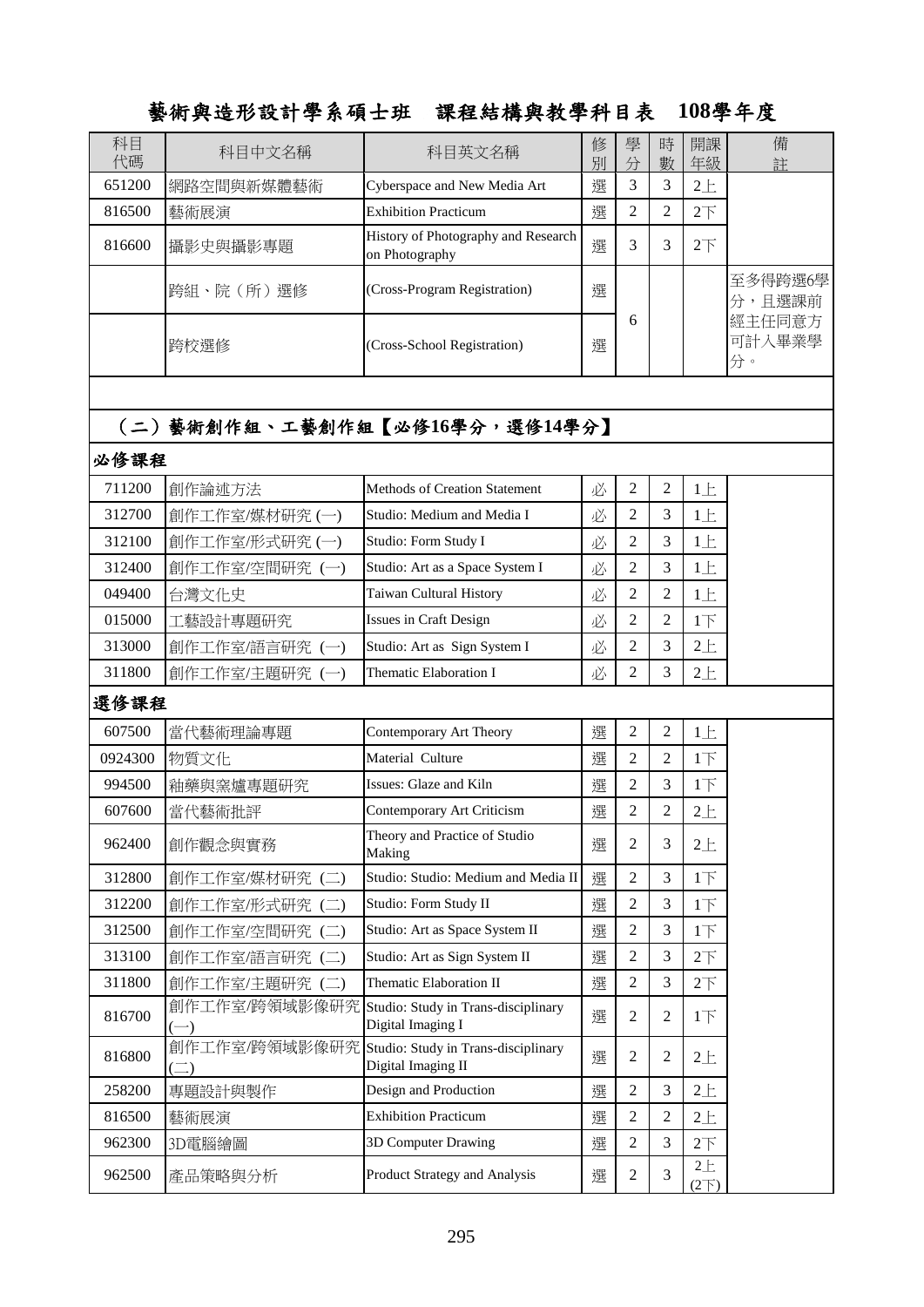# 藝術與造形設計學系碩士班　課程結構與教學科目表　108學年度

| 科目代碼 | 科目中文名稱 | 科目英文名稱 | 修別 | 學分 | 時數 | 開課年級 | 備註 |
|---|---|---|---|---|---|---|---|
| 651200 | 網路空間與新媒體藝術 | Cyberspace and New Media Art | 選 | 3 | 3 | 2上 | |
| 816500 | 藝術展演 | Exhibition Practicum | 選 | 2 | 2 | 2下 | |
| 816600 | 攝影史與攝影專題 | History of Photography and Research on Photography | 選 | 3 | 3 | 2下 | |
| | 跨組、院（所）選修 | (Cross-Program Registration) | 選 | 6 | | | 至多得跨選6學分，且選課前經主任同意方可計入畢業學分。 |
| | 跨校選修 | (Cross-School Registration) | 選 | | | | |

## （二）藝術創作組、工藝創作組【必修16學分，選修14學分】

### 必修課程

| 科目代碼 | 科目中文名稱 | 科目英文名稱 | 修別 | 學分 | 時數 | 開課年級 | 備註 |
|---|---|---|---|---|---|---|---|
| 711200 | 創作論述方法 | Methods of Creation Statement | 必 | 2 | 2 | 1上 | |
| 312700 | 創作工作室/媒材研究 (一) | Studio: Medium and Media I | 必 | 2 | 3 | 1上 | |
| 312100 | 創作工作室/形式研究 (一) | Studio: Form Study I | 必 | 2 | 3 | 1上 | |
| 312400 | 創作工作室/空間研究 (一) | Studio: Art as a Space System I | 必 | 2 | 3 | 1上 | |
| 049400 | 台灣文化史 | Taiwan Cultural History | 必 | 2 | 2 | 1上 | |
| 015000 | 工藝設計專題研究 | Issues in Craft Design | 必 | 2 | 2 | 1下 | |
| 313000 | 創作工作室/語言研究 (一) | Studio: Art as Sign System I | 必 | 2 | 3 | 2上 | |
| 311800 | 創作工作室/主題研究 (一) | Thematic Elaboration I | 必 | 2 | 3 | 2上 | |

### 選修課程

| 科目代碼 | 科目中文名稱 | 科目英文名稱 | 修別 | 學分 | 時數 | 開課年級 | 備註 |
|---|---|---|---|---|---|---|---|
| 607500 | 當代藝術理論專題 | Contemporary Art Theory | 選 | 2 | 2 | 1上 | |
| 0924300 | 物質文化 | Material Culture | 選 | 2 | 2 | 1下 | |
| 994500 | 釉藥與窯爐專題研究 | Issues: Glaze and Kiln | 選 | 2 | 3 | 1下 | |
| 607600 | 當代藝術批評 | Contemporary Art Criticism | 選 | 2 | 2 | 2上 | |
| 962400 | 創作觀念與實務 | Theory and Practice of Studio Making | 選 | 2 | 3 | 2上 | |
| 312800 | 創作工作室/媒材研究 (二) | Studio: Studio: Medium and Media II | 選 | 2 | 3 | 1下 | |
| 312200 | 創作工作室/形式研究 (二) | Studio: Form Study II | 選 | 2 | 3 | 1下 | |
| 312500 | 創作工作室/空間研究 (二) | Studio: Art as Space System II | 選 | 2 | 3 | 1下 | |
| 313100 | 創作工作室/語言研究 (二) | Studio: Art as Sign System II | 選 | 2 | 3 | 2下 | |
| 311800 | 創作工作室/主題研究 (二) | Thematic Elaboration II | 選 | 2 | 3 | 2下 | |
| 816700 | 創作工作室/跨領域影像研究 (一) | Studio: Study in Trans-disciplinary Digital Imaging I | 選 | 2 | 2 | 1下 | |
| 816800 | 創作工作室/跨領域影像研究 (二) | Studio: Study in Trans-disciplinary Digital Imaging II | 選 | 2 | 2 | 2上 | |
| 258200 | 專題設計與製作 | Design and Production | 選 | 2 | 3 | 2上 | |
| 816500 | 藝術展演 | Exhibition Practicum | 選 | 2 | 2 | 2上 | |
| 962300 | 3D電腦繪圖 | 3D Computer Drawing | 選 | 2 | 3 | 2下 | |
| 962500 | 產品策略與分析 | Product Strategy and Analysis | 選 | 2 | 3 | 2上 (2下) | |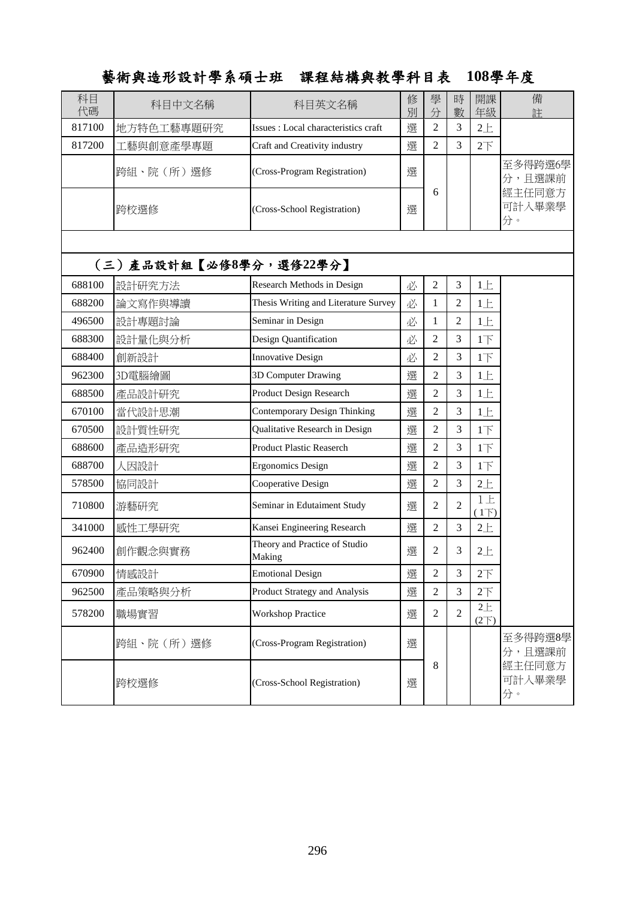# 藝術與造形設計學系碩士班　課程結構與教學科目表　108學年度

| 科目代碼 | 科目中文名稱 | 科目英文名稱 | 修別 | 學分 | 時數 | 開課年級 | 備註 |
|---|---|---|---|---|---|---|---|
| 817100 | 地方特色工藝專題研究 | Issues : Local characteristics craft | 選 | 2 | 3 | 2上 | |
| 817200 | 工藝與創意產學專題 | Craft and Creativity industry | 選 | 2 | 3 | 2下 | |
| | 跨組、院（所）選修 | (Cross-Program Registration) | 選 | 6 | | | 至多得跨選6學分，且選課前經主任同意方可計入畢業學分。 |
| | 跨校選修 | (Cross-School Registration) | 選 | | | | |

## （三）產品設計組【必修8學分，選修22學分】

| 科目代碼 | 科目中文名稱 | 科目英文名稱 | 修別 | 學分 | 時數 | 開課年級 | 備註 |
|---|---|---|---|---|---|---|---|
| 688100 | 設計研究方法 | Research Methods in Design | 必 | 2 | 3 | 1上 | |
| 688200 | 論文寫作與導讀 | Thesis Writing and Literature Survey | 必 | 1 | 2 | 1上 | |
| 496500 | 設計專題討論 | Seminar in Design | 必 | 1 | 2 | 1上 | |
| 688300 | 設計量化與分析 | Design Quantification | 必 | 2 | 3 | 1下 | |
| 688400 | 創新設計 | Innovative Design | 必 | 2 | 3 | 1下 | |
| 962300 | 3D電腦繪圖 | 3D Computer Drawing | 選 | 2 | 3 | 1上 | |
| 688500 | 產品設計研究 | Product Design Research | 選 | 2 | 3 | 1上 | |
| 670100 | 當代設計思潮 | Contemporary Design Thinking | 選 | 2 | 3 | 1上 | |
| 670500 | 設計質性研究 | Qualitative Research in Design | 選 | 2 | 3 | 1下 | |
| 688600 | 產品造形研究 | Product Plastic Reaserch | 選 | 2 | 3 | 1下 | |
| 688700 | 人因設計 | Ergonomics Design | 選 | 2 | 3 | 1下 | |
| 578500 | 協同設計 | Cooperative Design | 選 | 2 | 3 | 2上 | |
| 710800 | 游藝研究 | Seminar in Edutaiment Study | 選 | 2 | 2 | 1上(1下) | |
| 341000 | 感性工學研究 | Kansei Engineering Research | 選 | 2 | 3 | 2上 | |
| 962400 | 創作觀念與實務 | Theory and Practice of Studio Making | 選 | 2 | 3 | 2上 | |
| 670900 | 情感設計 | Emotional Design | 選 | 2 | 3 | 2下 | |
| 962500 | 產品策略與分析 | Product Strategy and Analysis | 選 | 2 | 3 | 2下 | |
| 578200 | 職場實習 | Workshop Practice | 選 | 2 | 2 | 2上(2下) | |
| | 跨組、院（所）選修 | (Cross-Program Registration) | 選 | 8 | | | 至多得跨選8學分，且選課前經主任同意方可計入畢業學分。 |
| | 跨校選修 | (Cross-School Registration) | 選 | | | | |